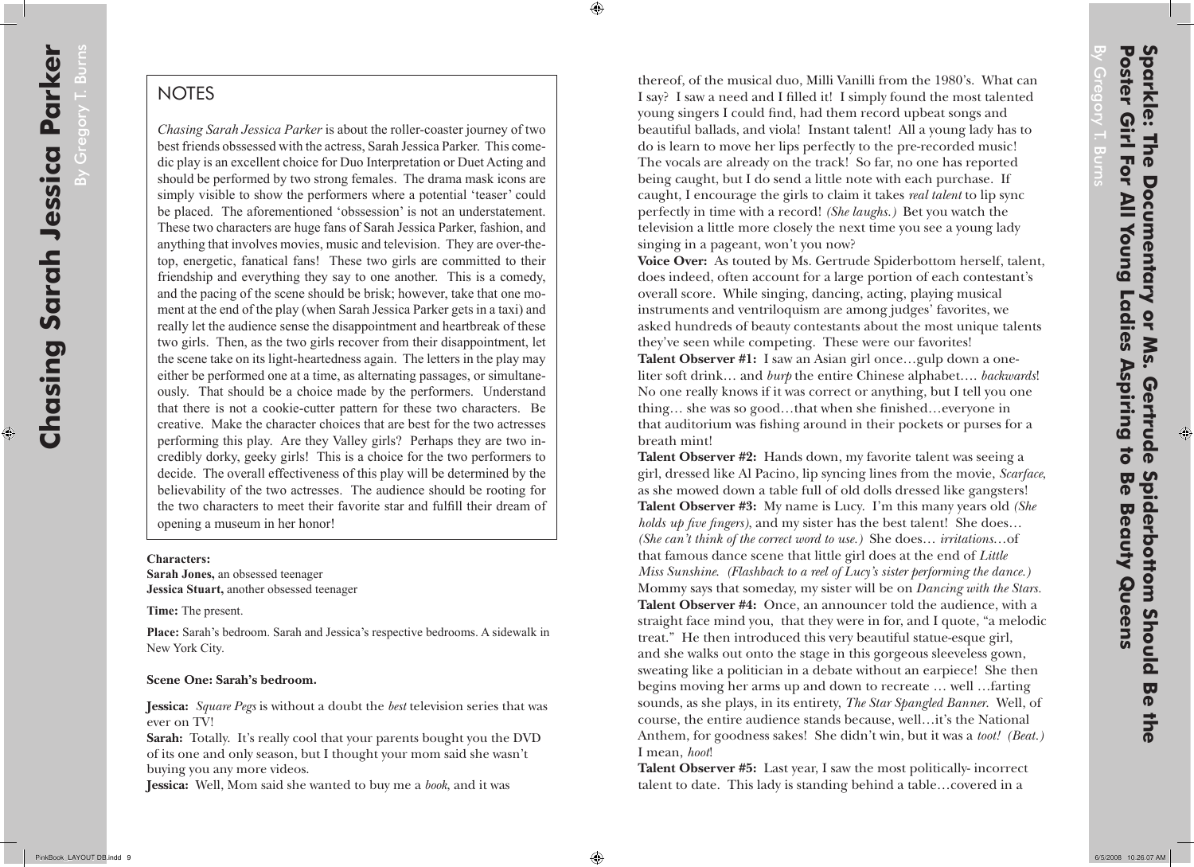# Chasing Sarah Jessica Parker

By Gregory T. Burns

## NOTES

*Chasing Sarah Jessica Parker* is about the roller-coaster journey of two best friends obssessed with the actress, Sarah Jessica Parker. This comedic play is an excellent choice for Duo Interpretation or Duet Acting and should be performed by two strong females. The drama mask icons are simply visible to show the performers where a potential 'teaser' could be placed. The aforementioned 'obssession' is not an understatement. These two characters are huge fans of Sarah Jessica Parker, fashion, and anything that involves movies, music and television. They are over-the-top, energetic, fanatical fans! These two girls are committed to their friendship and everything they say to one another. This is a comedy, and the pacing of the scene should be brisk; however, take that one moment at the end of the play (when Sarah Jessica Parker gets in a taxi) and really let the audience sense the disappointment and heartbreak of these two girls. Then, as the two girls recover from their disappointment, let the scene take on its light-heartedness again. The letters in the play may either be performed one at a time, as alternating passages, or simultaneously. That should be a choice made by the performers. Understand that there is not a cookie-cutter pattern for these two characters. Be creative. Make the character choices that are best for the two actresses performing this play. Are they Valley girls? Perhaps they are two incredibly dorky, geeky girls! This is a choice for the two performers to decide. The overall effectiveness of this play will be determined by the believability of the two actresses. The audience should be rooting for the two characters to meet their favorite star and fulfill their dream of opening a museum in her honor!

**Characters:**
**Sarah Jones,** an obsessed teenager
**Jessica Stuart,** another obsessed teenager

**Time:** The present.

**Place:** Sarah's bedroom. Sarah and Jessica's respective bedrooms. A sidewalk in New York City.

**Scene One: Sarah's bedroom.**

**Jessica:** *Square Pegs* is without a doubt the *best* television series that was ever on TV!
**Sarah:** Totally. It's really cool that your parents bought you the DVD of its one and only season, but I thought your mom said she wasn't buying you any more videos.
**Jessica:** Well, Mom said she wanted to buy me a *book*, and it was

# Sparkle: The Documentary or Ms. Gertrude Spiderbottom Should Be the Poster Girl For All Young Ladies Aspiring to Be Beauty Queens

By Gregory T. Burns

thereof, of the musical duo, Milli Vanilli from the 1980's. What can I say? I saw a need and I filled it! I simply found the most talented young singers I could find, had them record upbeat songs and beautiful ballads, and viola! Instant talent! All a young lady has to do is learn to move her lips perfectly to the pre-recorded music! The vocals are already on the track! So far, no one has reported being caught, but I do send a little note with each purchase. If caught, I encourage the girls to claim it takes *real talent* to lip sync perfectly in time with a record! *(She laughs.)* Bet you watch the television a little more closely the next time you see a young lady singing in a pageant, won't you now?
**Voice Over:** As touted by Ms. Gertrude Spiderbottom herself, talent, does indeed, often account for a large portion of each contestant's overall score. While singing, dancing, acting, playing musical instruments and ventriloquism are among judges' favorites, we asked hundreds of beauty contestants about the most unique talents they've seen while competing. These were our favorites!
**Talent Observer #1:** I saw an Asian girl once…gulp down a one-liter soft drink… and *burp* the entire Chinese alphabet…. *backwards*! No one really knows if it was correct or anything, but I tell you one thing… she was so good…that when she finished…everyone in that auditorium was fishing around in their pockets or purses for a breath mint!
**Talent Observer #2:** Hands down, my favorite talent was seeing a girl, dressed like Al Pacino, lip syncing lines from the movie, *Scarface*, as she mowed down a table full of old dolls dressed like gangsters!
**Talent Observer #3:** My name is Lucy. I'm this many years old *(She holds up five fingers)*, and my sister has the best talent! She does… *(She can't think of the correct word to use.)* She does… *irritations…*of that famous dance scene that little girl does at the end of *Little Miss Sunshine*. *(Flashback to a reel of Lucy's sister performing the dance.)* Mommy says that someday, my sister will be on *Dancing with the Stars*.
**Talent Observer #4:** Once, an announcer told the audience, with a straight face mind you, that they were in for, and I quote, "a melodic treat." He then introduced this very beautiful statue-esque girl, and she walks out onto the stage in this gorgeous sleeveless gown, sweating like a politician in a debate without an earpiece! She then begins moving her arms up and down to recreate … well …farting sounds, as she plays, in its entirety, *The Star Spangled Banner*. Well, of course, the entire audience stands because, well…it's the National Anthem, for goodness sakes! She didn't win, but it was a *toot! (Beat.)* I mean, *hoot*!
**Talent Observer #5:** Last year, I saw the most politically- incorrect talent to date. This lady is standing behind a table…covered in a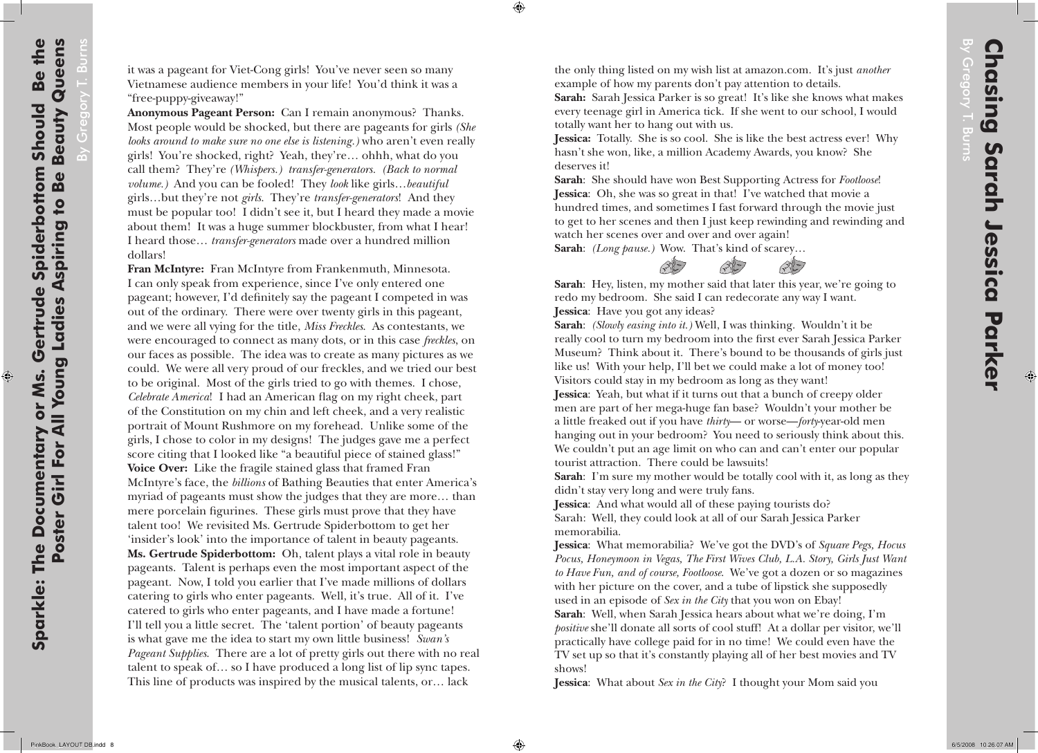it was a pageant for Viet-Cong girls! You've never seen so many Vietnamese audience members in your life! You'd think it was a "free-puppy-giveaway!"

**Anonymous Pageant Person:** Can I remain anonymous? Thanks. Most people would be shocked, but there are pageants for girls *(She looks around to make sure no one else is listening.)* who aren't even really girls! You're shocked, right? Yeah, they're… ohhh, what do you call them? They're *(Whispers.) transfer-generators. (Back to normal volume.)* And you can be fooled! They *look* like girls…*beautiful* girls…but they're not *girls*. They're *transfer-generators*! And they must be popular too! I didn't see it, but I heard they made a movie about them! It was a huge summer blockbuster, from what I hear! I heard those… *transfer-generators* made over a hundred million dollars!

**Fran McIntyre:** Fran McIntyre from Frankenmuth, Minnesota. I can only speak from experience, since I've only entered one pageant; however, I'd definitely say the pageant I competed in was out of the ordinary. There were over twenty girls in this pageant, and we were all vying for the title, *Miss Freckles*. As contestants, we were encouraged to connect as many dots, or in this case *freckles*, on our faces as possible. The idea was to create as many pictures as we could. We were all very proud of our freckles, and we tried our best to be original. Most of the girls tried to go with themes. I chose, *Celebrate America*! I had an American flag on my right cheek, part of the Constitution on my chin and left cheek, and a very realistic portrait of Mount Rushmore on my forehead. Unlike some of the girls, I chose to color in my designs! The judges gave me a perfect score citing that I looked like "a beautiful piece of stained glass!"

**Voice Over:** Like the fragile stained glass that framed Fran McIntyre's face, the *billions* of Bathing Beauties that enter America's myriad of pageants must show the judges that they are more… than mere porcelain figurines. These girls must prove that they have talent too! We revisited Ms. Gertrude Spiderbottom to get her 'insider's look' into the importance of talent in beauty pageants.

**Ms. Gertrude Spiderbottom:** Oh, talent plays a vital role in beauty pageants. Talent is perhaps even the most important aspect of the pageant. Now, I told you earlier that I've made millions of dollars catering to girls who enter pageants. Well, it's true. All of it. I've catered to girls who enter pageants, and I have made a fortune! I'll tell you a little secret. The 'talent portion' of beauty pageants is what gave me the idea to start my own little business! *Swan's Pageant Supplies*. There are a lot of pretty girls out there with no real talent to speak of… so I have produced a long list of lip sync tapes. This line of products was inspired by the musical talents, or… lack

the only thing listed on my wish list at amazon.com. It's just *another* example of how my parents don't pay attention to details.

**Sarah:** Sarah Jessica Parker is so great! It's like she knows what makes every teenage girl in America tick. If she went to our school, I would totally want her to hang out with us.

**Jessica:** Totally. She is so cool. She is like the best actress ever! Why hasn't she won, like, a million Academy Awards, you know? She deserves it!

**Sarah**: She should have won Best Supporting Actress for *Footloose*!

**Jessica**: Oh, she was so great in that! I've watched that movie a hundred times, and sometimes I fast forward through the movie just to get to her scenes and then I just keep rewinding and rewinding and watch her scenes over and over and over again!

**Sarah**: *(Long pause.)* Wow. That's kind of scarey…

**Sarah**: Hey, listen, my mother said that later this year, we're going to redo my bedroom. She said I can redecorate any way I want.

**Jessica**: Have you got any ideas?

**Sarah**: *(Slowly easing into it.)* Well, I was thinking. Wouldn't it be really cool to turn my bedroom into the first ever Sarah Jessica Parker Museum? Think about it. There's bound to be thousands of girls just like us! With your help, I'll bet we could make a lot of money too! Visitors could stay in my bedroom as long as they want!

**Jessica**: Yeah, but what if it turns out that a bunch of creepy older men are part of her mega-huge fan base? Wouldn't your mother be a little freaked out if you have *thirty*— or worse—*forty*-year-old men hanging out in your bedroom? You need to seriously think about this. We couldn't put an age limit on who can and can't enter our popular tourist attraction. There could be lawsuits!

**Sarah**: I'm sure my mother would be totally cool with it, as long as they didn't stay very long and were truly fans.

**Jessica**: And what would all of these paying tourists do?

Sarah: Well, they could look at all of our Sarah Jessica Parker memorabilia.

**Jessica**: What memorabilia? We've got the DVD's of *Square Pegs, Hocus Pocus, Honeymoon in Vegas, The First Wives Club, L.A. Story, Girls Just Want to Have Fun, and of course, Footloose*. We've got a dozen or so magazines with her picture on the cover, and a tube of lipstick she supposedly used in an episode of *Sex in the City* that you won on Ebay!

**Sarah**: Well, when Sarah Jessica hears about what we're doing, I'm *positive* she'll donate all sorts of cool stuff! At a dollar per visitor, we'll practically have college paid for in no time! We could even have the TV set up so that it's constantly playing all of her best movies and TV shows!

**Jessica**: What about *Sex in the City*? I thought your Mom said you